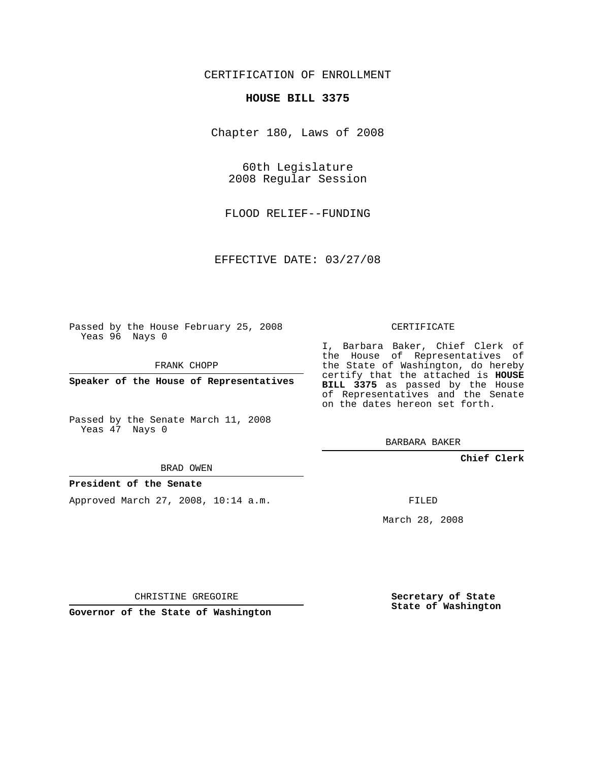CERTIFICATION OF ENROLLMENT

**HOUSE BILL 3375**

Chapter 180, Laws of 2008

60th Legislature
2008 Regular Session

FLOOD RELIEF--FUNDING

EFFECTIVE DATE: 03/27/08

Passed by the House February 25, 2008
Yeas 96 Nays 0

FRANK CHOPP

**Speaker of the House of Representatives**

Passed by the Senate March 11, 2008
Yeas 47 Nays 0

BRAD OWEN

**President of the Senate**

Approved March 27, 2008, 10:14 a.m.

CHRISTINE GREGOIRE

**Governor of the State of Washington**

CERTIFICATE

I, Barbara Baker, Chief Clerk of the House of Representatives of the State of Washington, do hereby certify that the attached is **HOUSE BILL 3375** as passed by the House of Representatives and the Senate on the dates hereon set forth.

BARBARA BAKER

**Chief Clerk**

FILED

March 28, 2008

**Secretary of State**
**State of Washington**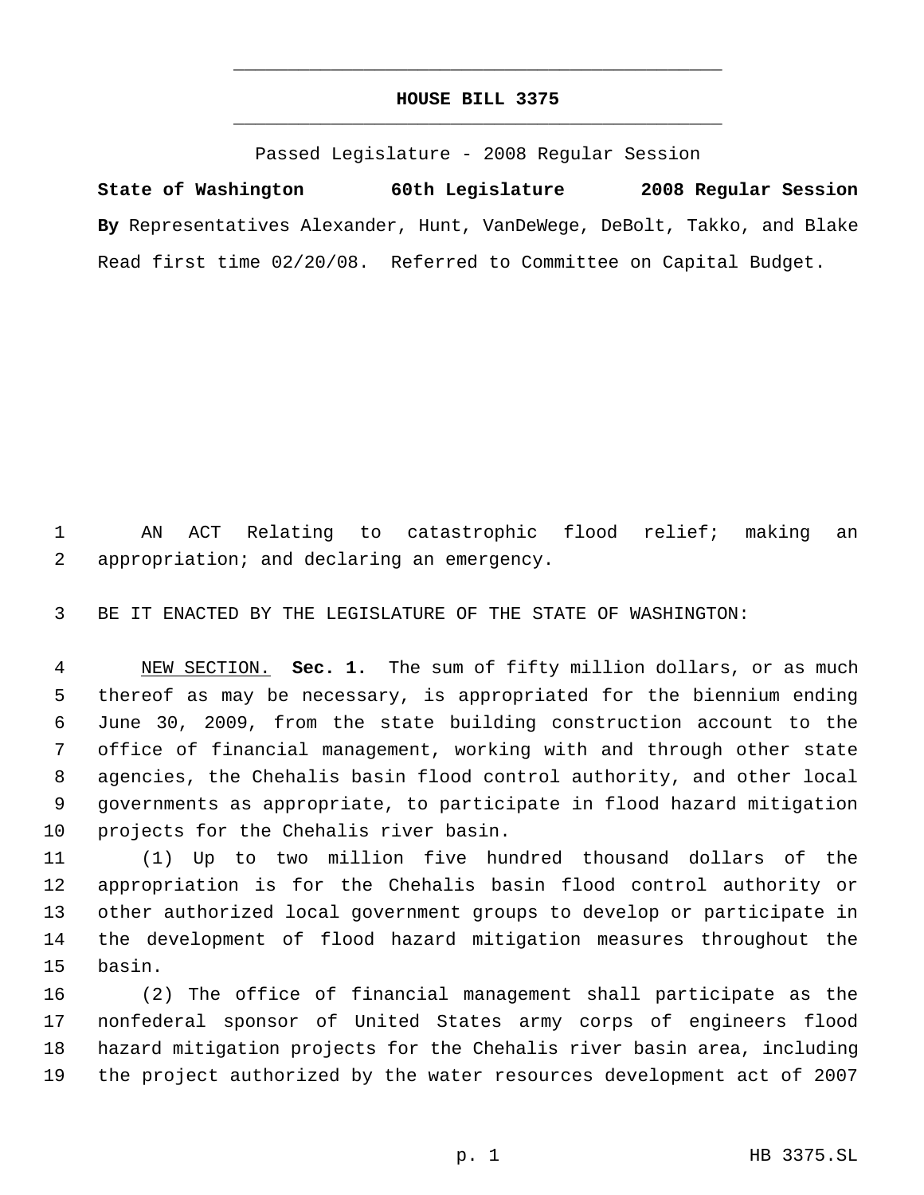# HOUSE BILL 3375

Passed Legislature - 2008 Regular Session

**State of Washington 60th Legislature 2008 Regular Session**

**By** Representatives Alexander, Hunt, VanDeWege, DeBolt, Takko, and Blake

Read first time 02/20/08. Referred to Committee on Capital Budget.

AN ACT Relating to catastrophic flood relief; making an appropriation; and declaring an emergency.

BE IT ENACTED BY THE LEGISLATURE OF THE STATE OF WASHINGTON:

NEW SECTION. **Sec. 1.** The sum of fifty million dollars, or as much thereof as may be necessary, is appropriated for the biennium ending June 30, 2009, from the state building construction account to the office of financial management, working with and through other state agencies, the Chehalis basin flood control authority, and other local governments as appropriate, to participate in flood hazard mitigation projects for the Chehalis river basin.

(1) Up to two million five hundred thousand dollars of the appropriation is for the Chehalis basin flood control authority or other authorized local government groups to develop or participate in the development of flood hazard mitigation measures throughout the basin.

(2) The office of financial management shall participate as the nonfederal sponsor of United States army corps of engineers flood hazard mitigation projects for the Chehalis river basin area, including the project authorized by the water resources development act of 2007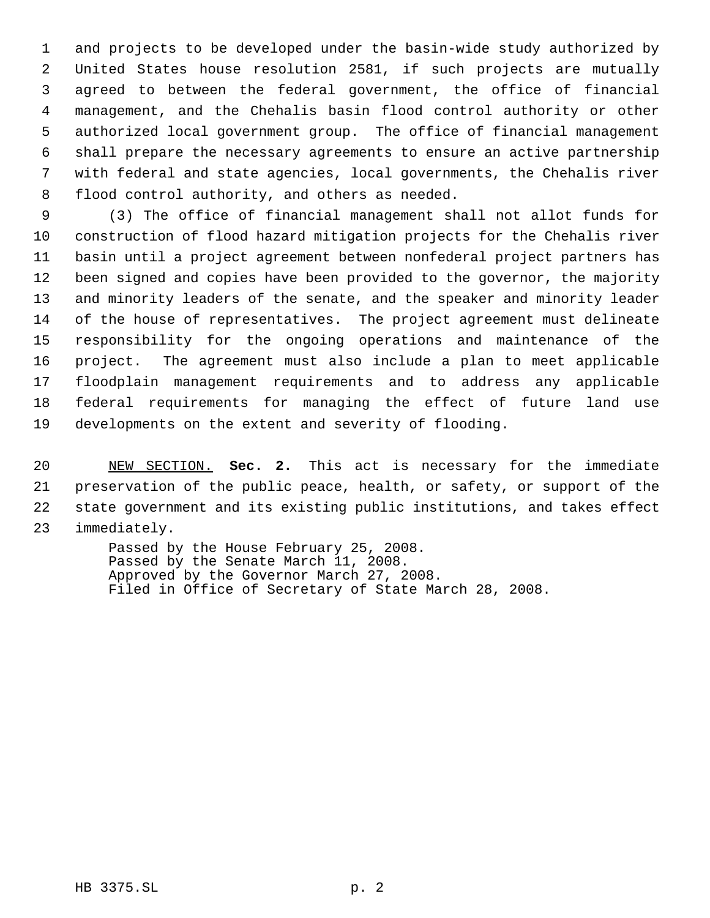and projects to be developed under the basin-wide study authorized by United States house resolution 2581, if such projects are mutually agreed to between the federal government, the office of financial management, and the Chehalis basin flood control authority or other authorized local government group. The office of financial management shall prepare the necessary agreements to ensure an active partnership with federal and state agencies, local governments, the Chehalis river flood control authority, and others as needed.

(3) The office of financial management shall not allot funds for construction of flood hazard mitigation projects for the Chehalis river basin until a project agreement between nonfederal project partners has been signed and copies have been provided to the governor, the majority and minority leaders of the senate, and the speaker and minority leader of the house of representatives. The project agreement must delineate responsibility for the ongoing operations and maintenance of the project. The agreement must also include a plan to meet applicable floodplain management requirements and to address any applicable federal requirements for managing the effect of future land use developments on the extent and severity of flooding.

NEW SECTION. **Sec. 2.** This act is necessary for the immediate preservation of the public peace, health, or safety, or support of the state government and its existing public institutions, and takes effect immediately.

Passed by the House February 25, 2008.
Passed by the Senate March 11, 2008.
Approved by the Governor March 27, 2008.
Filed in Office of Secretary of State March 28, 2008.